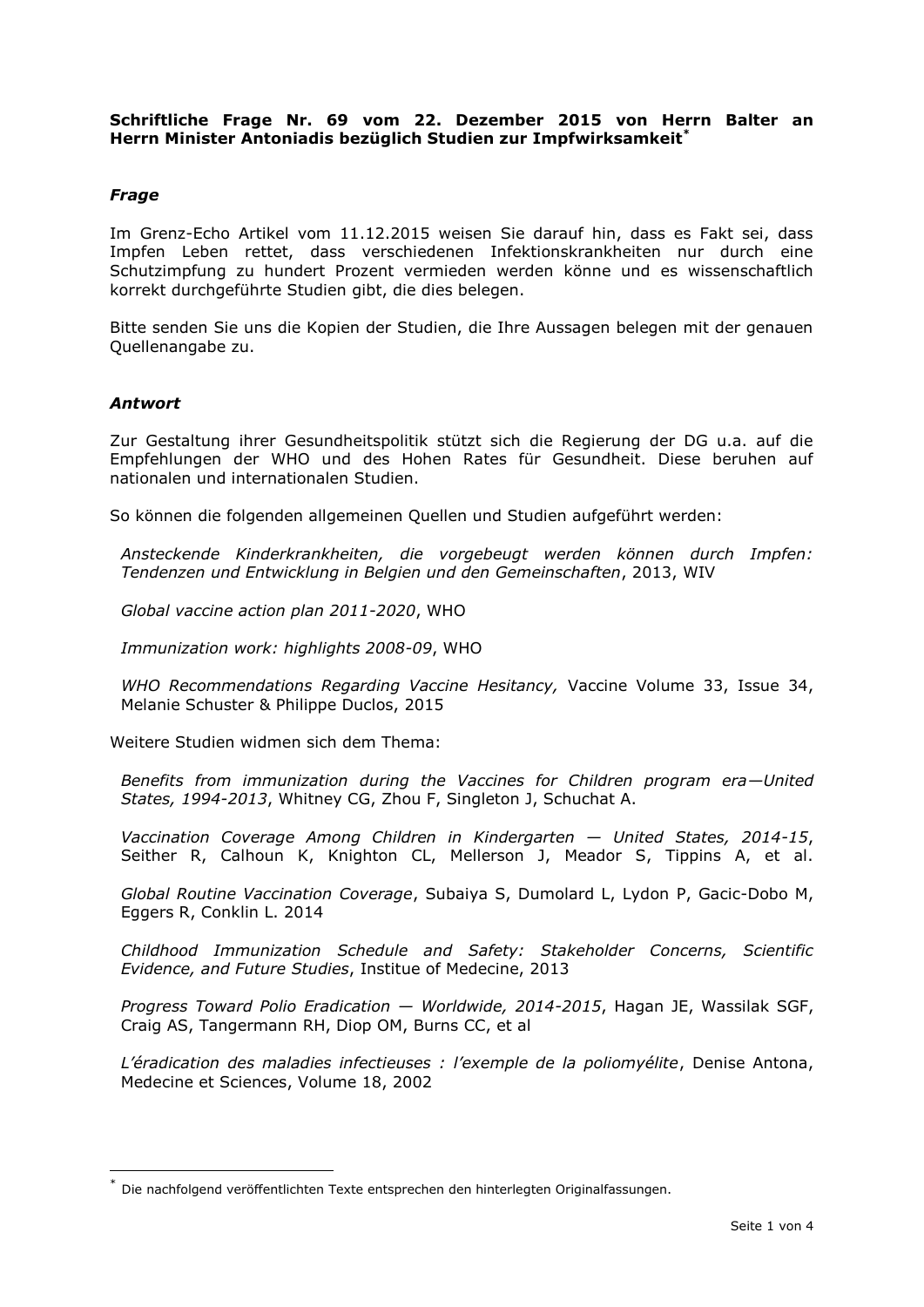**Schriftliche Frage Nr. 69 vom 22. Dezember 2015 von Herrn Balter an Herrn Minister Antoniadis bezüglich Studien zur Impfwirksamkeit***

***Frage***

Im Grenz-Echo Artikel vom 11.12.2015 weisen Sie darauf hin, dass es Fakt sei, dass Impfen Leben rettet, dass verschiedenen Infektionskrankheiten nur durch eine Schutzimpfung zu hundert Prozent vermieden werden könne und es wissenschaftlich korrekt durchgeführte Studien gibt, die dies belegen.

Bitte senden Sie uns die Kopien der Studien, die Ihre Aussagen belegen mit der genauen Quellenangabe zu.

***Antwort***

Zur Gestaltung ihrer Gesundheitspolitik stützt sich die Regierung der DG u.a. auf die Empfehlungen der WHO und des Hohen Rates für Gesundheit. Diese beruhen auf nationalen und internationalen Studien.

So können die folgenden allgemeinen Quellen und Studien aufgeführt werden:

*Ansteckende Kinderkrankheiten, die vorgebeugt werden können durch Impfen: Tendenzen und Entwicklung in Belgien und den Gemeinschaften*, 2013, WIV

*Global vaccine action plan 2011-2020*, WHO

*Immunization work: highlights 2008-09*, WHO

*WHO Recommendations Regarding Vaccine Hesitancy,* Vaccine Volume 33, Issue 34, Melanie Schuster & Philippe Duclos, 2015

Weitere Studien widmen sich dem Thema:

*Benefits from immunization during the Vaccines for Children program era—United States, 1994-2013*, Whitney CG, Zhou F, Singleton J, Schuchat A.

*Vaccination Coverage Among Children in Kindergarten — United States, 2014-15*, Seither R, Calhoun K, Knighton CL, Mellerson J, Meador S, Tippins A, et al.

*Global Routine Vaccination Coverage*, Subaiya S, Dumolard L, Lydon P, Gacic-Dobo M, Eggers R, Conklin L. 2014

*Childhood Immunization Schedule and Safety: Stakeholder Concerns, Scientific Evidence, and Future Studies*, Institue of Medecine, 2013

*Progress Toward Polio Eradication — Worldwide, 2014-2015*, Hagan JE, Wassilak SGF, Craig AS, Tangermann RH, Diop OM, Burns CC, et al

*L'éradication des maladies infectieuses : l'exemple de la poliomyélite*, Denise Antona, Medecine et Sciences, Volume 18, 2002

---

* Die nachfolgend veröffentlichten Texte entsprechen den hinterlegten Originalfassungen.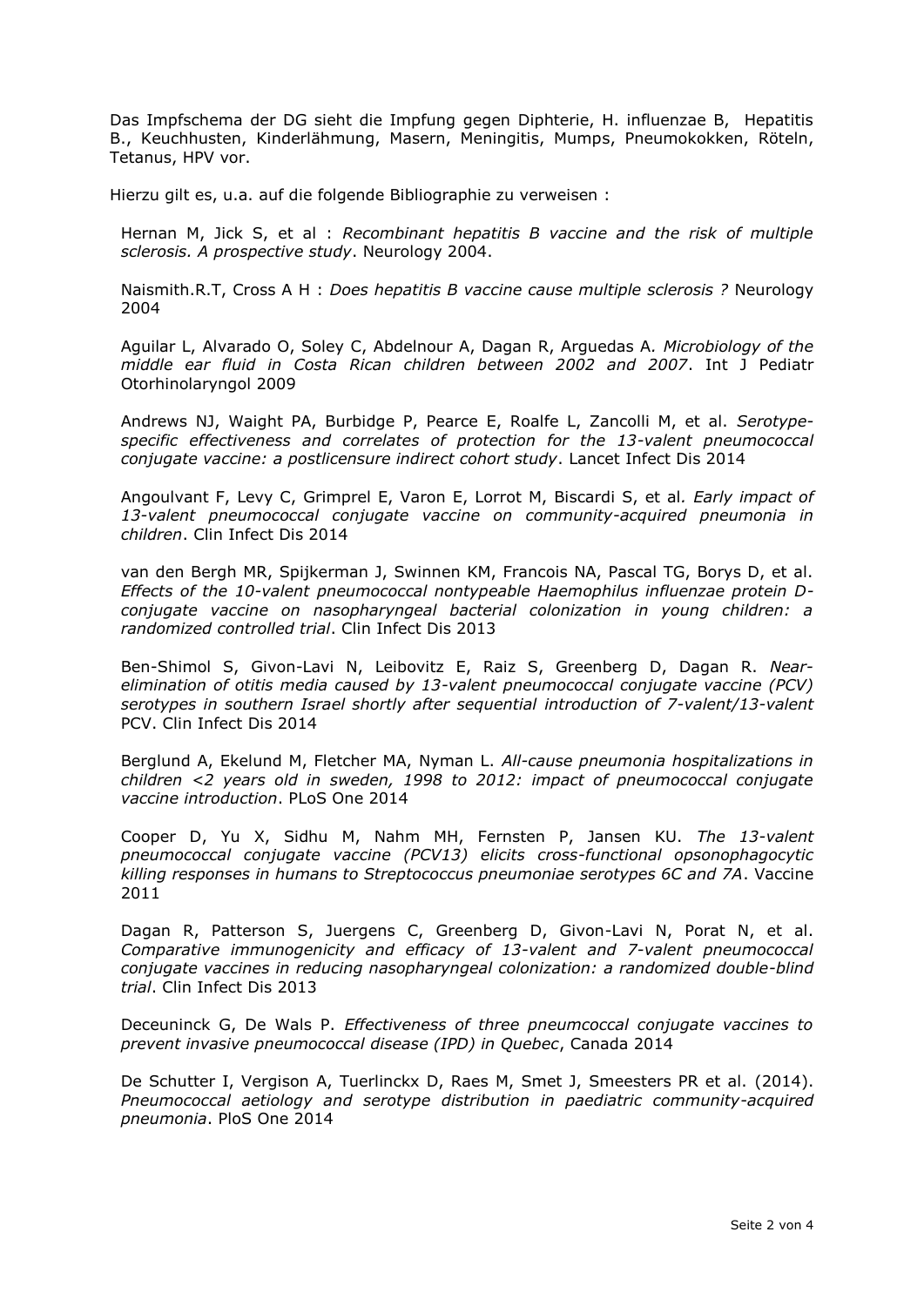Das Impfschema der DG sieht die Impfung gegen Diphterie, H. influenzae B, Hepatitis B., Keuchhusten, Kinderlähmung, Masern, Meningitis, Mumps, Pneumokokken, Röteln, Tetanus, HPV vor.

Hierzu gilt es, u.a. auf die folgende Bibliographie zu verweisen :

Hernan M, Jick S, et al : *Recombinant hepatitis B vaccine and the risk of multiple sclerosis. A prospective study*. Neurology 2004.

Naismith.R.T, Cross A H : *Does hepatitis B vaccine cause multiple sclerosis ?* Neurology 2004

Aguilar L, Alvarado O, Soley C, Abdelnour A, Dagan R, Arguedas A*. Microbiology of the middle ear fluid in Costa Rican children between 2002 and 2007*. Int J Pediatr Otorhinolaryngol 2009

Andrews NJ, Waight PA, Burbidge P, Pearce E, Roalfe L, Zancolli M, et al. *Serotype-specific effectiveness and correlates of protection for the 13-valent pneumococcal conjugate vaccine: a postlicensure indirect cohort study*. Lancet Infect Dis 2014

Angoulvant F, Levy C, Grimprel E, Varon E, Lorrot M, Biscardi S, et al*. Early impact of 13-valent pneumococcal conjugate vaccine on community-acquired pneumonia in children*. Clin Infect Dis 2014

van den Bergh MR, Spijkerman J, Swinnen KM, Francois NA, Pascal TG, Borys D, et al. *Effects of the 10-valent pneumococcal nontypeable Haemophilus influenzae protein D-conjugate vaccine on nasopharyngeal bacterial colonization in young children: a randomized controlled trial*. Clin Infect Dis 2013

Ben-Shimol S, Givon-Lavi N, Leibovitz E, Raiz S, Greenberg D, Dagan R. *Near-elimination of otitis media caused by 13-valent pneumococcal conjugate vaccine (PCV) serotypes in southern Israel shortly after sequential introduction of 7-valent/13-valent* PCV. Clin Infect Dis 2014

Berglund A, Ekelund M, Fletcher MA, Nyman L. *All-cause pneumonia hospitalizations in children <2 years old in sweden, 1998 to 2012: impact of pneumococcal conjugate vaccine introduction*. PLoS One 2014

Cooper D, Yu X, Sidhu M, Nahm MH, Fernsten P, Jansen KU. *The 13-valent pneumococcal conjugate vaccine (PCV13) elicits cross-functional opsonophagocytic killing responses in humans to Streptococcus pneumoniae serotypes 6C and 7A*. Vaccine 2011

Dagan R, Patterson S, Juergens C, Greenberg D, Givon-Lavi N, Porat N, et al. *Comparative immunogenicity and efficacy of 13-valent and 7-valent pneumococcal conjugate vaccines in reducing nasopharyngeal colonization: a randomized double-blind trial*. Clin Infect Dis 2013

Deceuninck G, De Wals P. *Effectiveness of three pneumcoccal conjugate vaccines to prevent invasive pneumococcal disease (IPD) in Quebec*, Canada 2014

De Schutter I, Vergison A, Tuerlinckx D, Raes M, Smet J, Smeesters PR et al. (2014). *Pneumococcal aetiology and serotype distribution in paediatric community-acquired pneumonia*. PloS One 2014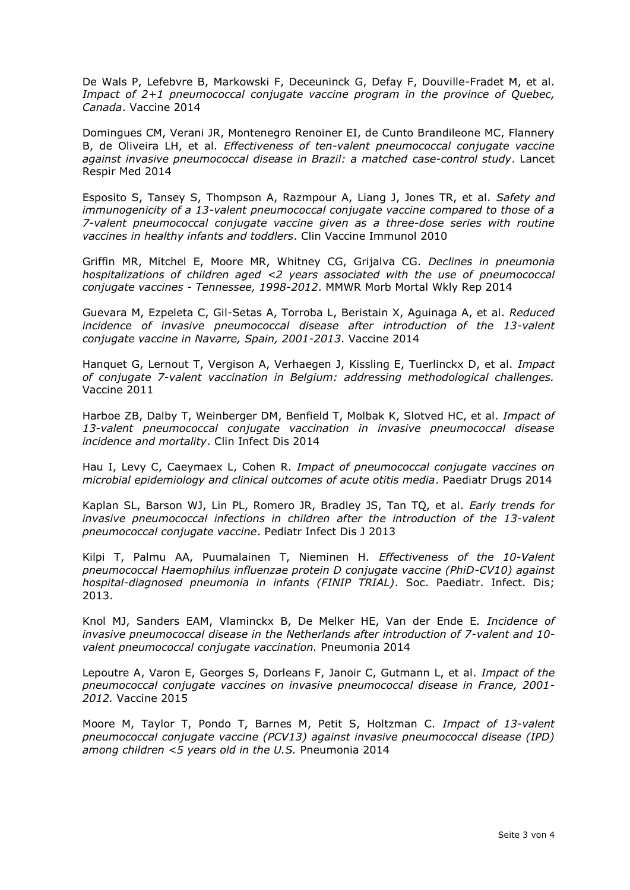De Wals P, Lefebvre B, Markowski F, Deceuninck G, Defay F, Douville-Fradet M, et al. *Impact of 2+1 pneumococcal conjugate vaccine program in the province of Quebec, Canada*. Vaccine 2014

Domingues CM, Verani JR, Montenegro Renoiner EI, de Cunto Brandileone MC, Flannery B, de Oliveira LH, et al. *Effectiveness of ten-valent pneumococcal conjugate vaccine against invasive pneumococcal disease in Brazil: a matched case-control study*. Lancet Respir Med 2014

Esposito S, Tansey S, Thompson A, Razmpour A, Liang J, Jones TR, et al. *Safety and immunogenicity of a 13-valent pneumococcal conjugate vaccine compared to those of a 7-valent pneumococcal conjugate vaccine given as a three-dose series with routine vaccines in healthy infants and toddlers*. Clin Vaccine Immunol 2010

Griffin MR, Mitchel E, Moore MR, Whitney CG, Grijalva CG. *Declines in pneumonia hospitalizations of children aged <2 years associated with the use of pneumococcal conjugate vaccines - Tennessee, 1998-2012*. MMWR Morb Mortal Wkly Rep 2014

Guevara M, Ezpeleta C, Gil-Setas A, Torroba L, Beristain X, Aguinaga A, et al. *Reduced incidence of invasive pneumococcal disease after introduction of the 13-valent conjugate vaccine in Navarre, Spain, 2001-2013*. Vaccine 2014

Hanquet G, Lernout T, Vergison A, Verhaegen J, Kissling E, Tuerlinckx D, et al. *Impact of conjugate 7-valent vaccination in Belgium: addressing methodological challenges.* Vaccine 2011

Harboe ZB, Dalby T, Weinberger DM, Benfield T, Molbak K, Slotved HC, et al. *Impact of 13-valent pneumococcal conjugate vaccination in invasive pneumococcal disease incidence and mortality*. Clin Infect Dis 2014

Hau I, Levy C, Caeymaex L, Cohen R. *Impact of pneumococcal conjugate vaccines on microbial epidemiology and clinical outcomes of acute otitis media*. Paediatr Drugs 2014

Kaplan SL, Barson WJ, Lin PL, Romero JR, Bradley JS, Tan TQ, et al. *Early trends for invasive pneumococcal infections in children after the introduction of the 13-valent pneumococcal conjugate vaccine*. Pediatr Infect Dis J 2013

Kilpi T, Palmu AA, Puumalainen T, Nieminen H. *Effectiveness of the 10-Valent pneumococcal Haemophilus influenzae protein D conjugate vaccine (PhiD-CV10) against hospital-diagnosed pneumonia in infants (FINIP TRIAL)*. Soc. Paediatr. Infect. Dis; 2013.

Knol MJ, Sanders EAM, Vlaminckx B, De Melker HE, Van der Ende E. *Incidence of invasive pneumococcal disease in the Netherlands after introduction of 7-valent and 10-valent pneumococcal conjugate vaccination.* Pneumonia 2014

Lepoutre A, Varon E, Georges S, Dorleans F, Janoir C, Gutmann L, et al. *Impact of the pneumococcal conjugate vaccines on invasive pneumococcal disease in France, 2001-2012.* Vaccine 2015

Moore M, Taylor T, Pondo T, Barnes M, Petit S, Holtzman C. *Impact of 13-valent pneumococcal conjugate vaccine (PCV13) against invasive pneumococcal disease (IPD) among children <5 years old in the U.S.* Pneumonia 2014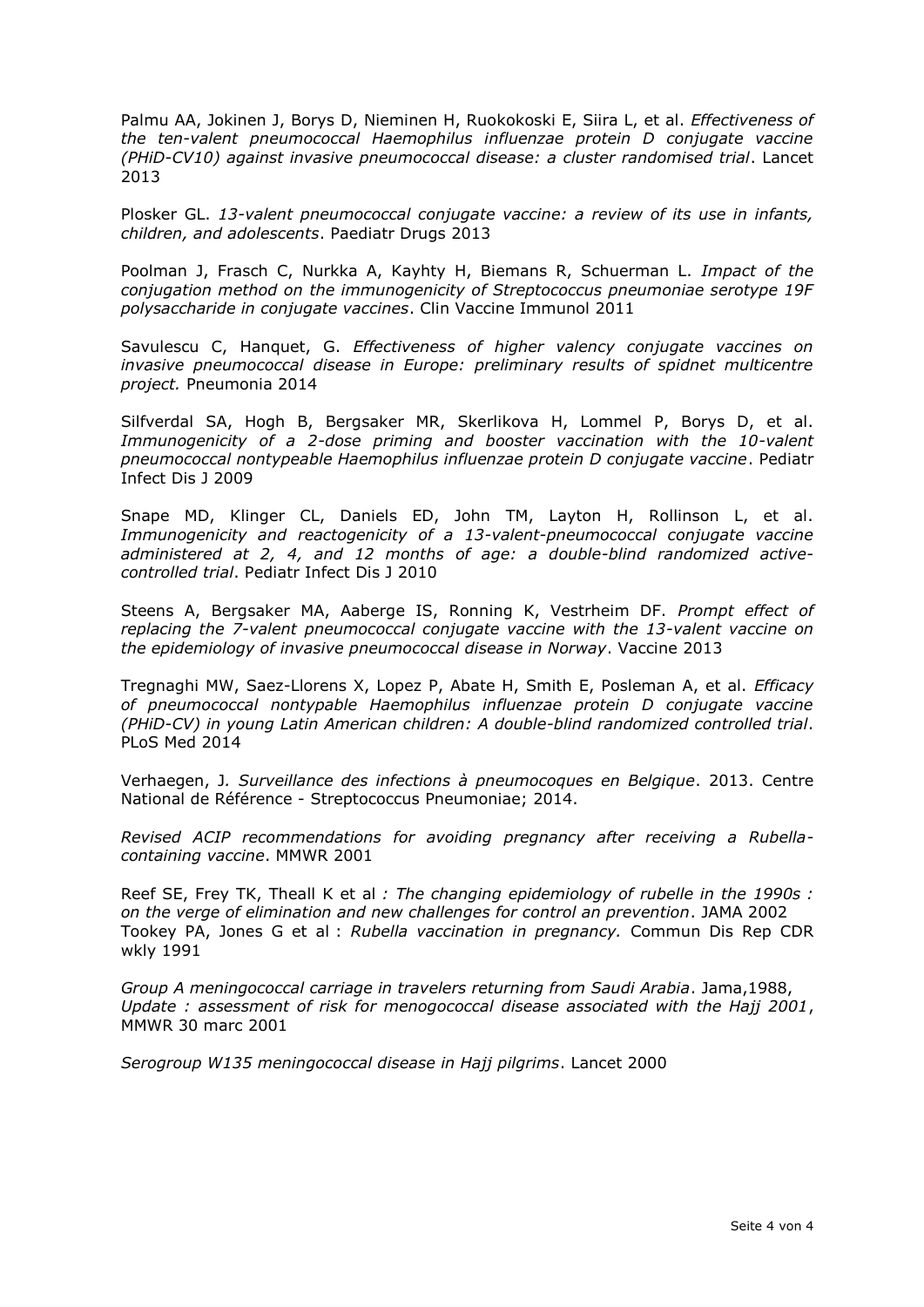Palmu AA, Jokinen J, Borys D, Nieminen H, Ruokokoski E, Siira L, et al. *Effectiveness of the ten-valent pneumococcal Haemophilus influenzae protein D conjugate vaccine (PHiD-CV10) against invasive pneumococcal disease: a cluster randomised trial*. Lancet 2013

Plosker GL. *13-valent pneumococcal conjugate vaccine: a review of its use in infants, children, and adolescents*. Paediatr Drugs 2013

Poolman J, Frasch C, Nurkka A, Kayhty H, Biemans R, Schuerman L. *Impact of the conjugation method on the immunogenicity of Streptococcus pneumoniae serotype 19F polysaccharide in conjugate vaccines*. Clin Vaccine Immunol 2011

Savulescu C, Hanquet, G. *Effectiveness of higher valency conjugate vaccines on invasive pneumococcal disease in Europe: preliminary results of spidnet multicentre project.* Pneumonia 2014

Silfverdal SA, Hogh B, Bergsaker MR, Skerlikova H, Lommel P, Borys D, et al. *Immunogenicity of a 2-dose priming and booster vaccination with the 10-valent pneumococcal nontypeable Haemophilus influenzae protein D conjugate vaccine*. Pediatr Infect Dis J 2009

Snape MD, Klinger CL, Daniels ED, John TM, Layton H, Rollinson L, et al. *Immunogenicity and reactogenicity of a 13-valent-pneumococcal conjugate vaccine administered at 2, 4, and 12 months of age: a double-blind randomized active-controlled trial*. Pediatr Infect Dis J 2010

Steens A, Bergsaker MA, Aaberge IS, Ronning K, Vestrheim DF. *Prompt effect of replacing the 7-valent pneumococcal conjugate vaccine with the 13-valent vaccine on the epidemiology of invasive pneumococcal disease in Norway*. Vaccine 2013

Tregnaghi MW, Saez-Llorens X, Lopez P, Abate H, Smith E, Posleman A, et al. *Efficacy of pneumococcal nontypable Haemophilus influenzae protein D conjugate vaccine (PHiD-CV) in young Latin American children: A double-blind randomized controlled trial*. PLoS Med 2014

Verhaegen, J*. Surveillance des infections à pneumocoques en Belgique*. 2013. Centre National de Référence - Streptococcus Pneumoniae; 2014.

*Revised ACIP recommendations for avoiding pregnancy after receiving a Rubella-containing vaccine*. MMWR 2001

Reef SE, Frey TK, Theall K et al *: The changing epidemiology of rubelle in the 1990s : on the verge of elimination and new challenges for control an prevention*. JAMA 2002
Tookey PA, Jones G et al : *Rubella vaccination in pregnancy.* Commun Dis Rep CDR wkly 1991

*Group A meningococcal carriage in travelers returning from Saudi Arabia*. Jama,1988,
*Update : assessment of risk for menogococcal disease associated with the Hajj 2001*, MMWR 30 marc 2001

*Serogroup W135 meningococcal disease in Hajj pilgrims*. Lancet 2000